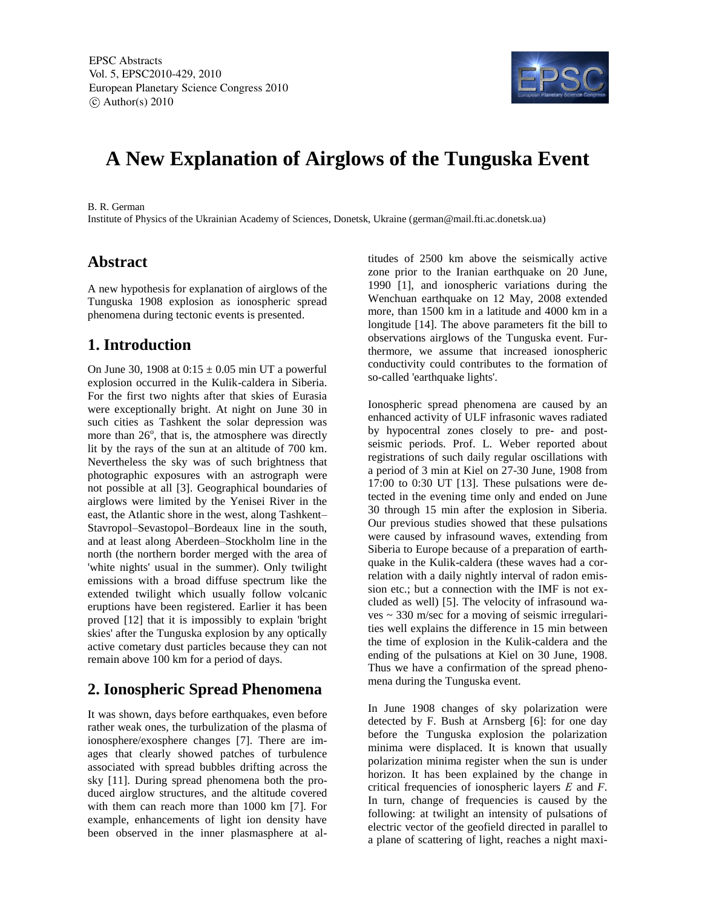# A New Explanation of Airglows of the Tunguska Event

B. R. German

Institute of Physics of the Ukrainian Academy of Sciences, Donetsk, Ukraine (german@mail.fti.ac.donetsk.ua)

## Abstract

A new hypothesis for explanation of airglows of the Tunguska 1908 explosion as ionospheric spread phenomena during tectonic events is presented.

## 1. Introduction

On June 30, 1908 at 0:15 ± 0.05 min UT a powerful explosion occurred in the Kulik-caldera in Siberia. For the first two nights after that skies of Eurasia were exceptionally bright. At night on June 30 in such cities as Tashkent the solar depression was more than 26°, that is, the atmosphere was directly lit by the rays of the sun at an altitude of 700 km. Nevertheless the sky was of such brightness that photographic exposures with an astrograph were not possible at all [3]. Geographical boundaries of airglows were limited by the Yenisei River in the east, the Atlantic shore in the west, along Tashkent–Stavropol–Sevastopol–Bordeaux line in the south, and at least along Aberdeen–Stockholm line in the north (the northern border merged with the area of 'white nights' usual in the summer). Only twilight emissions with a broad diffuse spectrum like the extended twilight which usually follow volcanic eruptions have been registered. Earlier it has been proved [12] that it is impossibly to explain 'bright skies' after the Tunguska explosion by any optically active cometary dust particles because they can not remain above 100 km for a period of days.

## 2. Ionospheric Spread Phenomena

It was shown, days before earthquakes, even before rather weak ones, the turbulization of the plasma of ionosphere/exosphere changes [7]. There are images that clearly showed patches of turbulence associated with spread bubbles drifting across the sky [11]. During spread phenomena the produced airglow structures, and the altitude covered with them can reach more than 1000 km [7]. For example, enhancements of light ion density have been observed in the inner plasmasphere at altitudes of 2500 km above the seismically active zone prior to the Iranian earthquake on 20 June, 1990 [1], and ionospheric variations during the Wenchuan earthquake on 12 May, 2008 extended more, than 1500 km in a latitude and 4000 km in a longitude [14]. The above parameters fit the bill to observations airglows of the Tunguska event. Furthermore, we assume that increased ionospheric conductivity could contributes to the formation of so-called 'earthquake lights'.

Ionospheric spread phenomena are caused by an enhanced activity of ULF infrasonic waves radiated by hypocentral zones closely to pre- and post-seismic periods. Prof. L. Weber reported about registrations of such daily regular oscillations with a period of 3 min at Kiel on 27-30 June, 1908 from 17:00 to 0:30 UT [13]. These pulsations were detected in the evening time only and ended on June 30 through 15 min after the explosion in Siberia. Our previous studies showed that these pulsations were caused by infrasound waves, extending from Siberia to Europe because of a preparation of earthquake in the Kulik-caldera (these waves had a correlation with a daily nightly interval of radon emission etc.; but a connection with the IMF is not excluded as well) [5]. The velocity of infrasound waves ~ 330 m/sec for a moving of seismic irregularities well explains the difference in 15 min between the time of explosion in the Kulik-caldera and the ending of the pulsations at Kiel on 30 June, 1908. Thus we have a confirmation of the spread phenomena during the Tunguska event.

In June 1908 changes of sky polarization were detected by F. Bush at Arnsberg [6]: for one day before the Tunguska explosion the polarization minima were displaced. It is known that usually polarization minima register when the sun is under horizon. It has been explained by the change in critical frequencies of ionospheric layers *E* and *F*. In turn, change of frequencies is caused by the following: at twilight an intensity of pulsations of electric vector of the geofield directed in parallel to a plane of scattering of light, reaches a night maxi-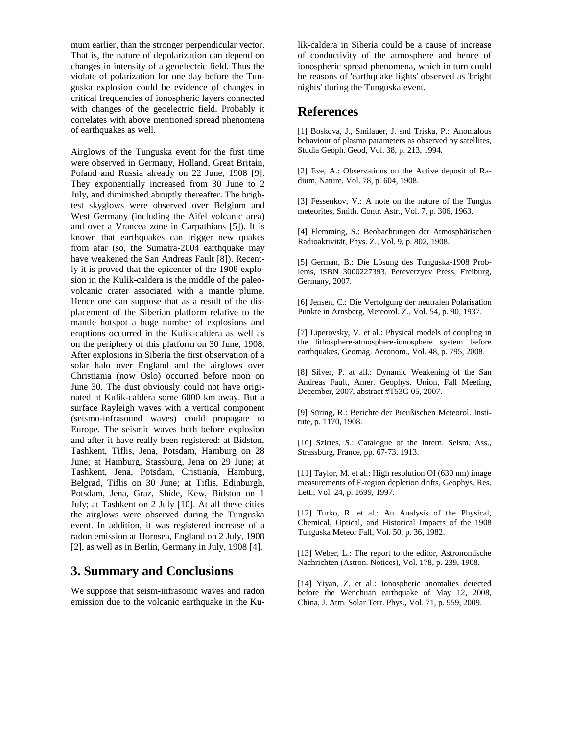mum earlier, than the stronger perpendicular vector. That is, the nature of depolarization can depend on changes in intensity of a geoelectric field. Thus the violate of polarization for one day before the Tunguska explosion could be evidence of changes in critical frequencies of ionospheric layers connected with changes of the geoelectric field. Probably it correlates with above mentioned spread phenomena of earthquakes as well.

Airglows of the Tunguska event for the first time were observed in Germany, Holland, Great Britain, Poland and Russia already on 22 June, 1908 [9]. They exponentially increased from 30 June to 2 July, and diminished abruptly thereafter. The brightest skyglows were observed over Belgium and West Germany (including the Aifel volcanic area) and over a Vrancea zone in Carpathians [5]). It is known that earthquakes can trigger new quakes from afar (so, the Sumatra-2004 earthquake may have weakened the San Andreas Fault [8]). Recently it is proved that the epicenter of the 1908 explosion in the Kulik-caldera is the middle of the paleovolcanic crater associated with a mantle plume. Hence one can suppose that as a result of the displacement of the Siberian platform relative to the mantle hotspot a huge number of explosions and eruptions occurred in the Kulik-caldera as well as on the periphery of this platform on 30 June, 1908. After explosions in Siberia the first observation of a solar halo over England and the airglows over Christiania (now Oslo) occurred before noon on June 30. The dust obviously could not have originated at Kulik-caldera some 6000 km away. But a surface Rayleigh waves with a vertical component (seismo-infrasound waves) could propagate to Europe. The seismic waves both before explosion and after it have really been registered: at Bidston, Tashkent, Tiflis, Jena, Potsdam, Hamburg on 28 June; at Hamburg, Stassburg, Jena on 29 June; at Tashkent, Jena, Potsdam, Cristiania, Hamburg, Belgrad, Tiflis on 30 June; at Tiflis, Edinburgh, Potsdam, Jena, Graz, Shide, Kew, Bidston on 1 July; at Tashkent on 2 July [10]. At all these cities the airglows were observed during the Tunguska event. In addition, it was registered increase of a radon emission at Hornsea, England on 2 July, 1908 [2], as well as in Berlin, Germany in July, 1908 [4].

## 3. Summary and Conclusions

We suppose that seism-infrasonic waves and radon emission due to the volcanic earthquake in the Kulik-caldera in Siberia could be a cause of increase of conductivity of the atmosphere and hence of ionospheric spread phenomena, which in turn could be reasons of 'earthquake lights' observed as 'bright nights' during the Tunguska event.

## References

[1] Boskova, J., Smilauer, J. snd Triska, P.: Anomalous behaviour of plasma parameters as observed by satellites, Studia Geoph. Geod, Vol. 38, p. 213, 1994.

[2] Eve, A.: Observations on the Active deposit of Radium, Nature, Vol. 78, p. 604, 1908.

[3] Fessenkov, V.: A note on the nature of the Tungus meteorites, Smith. Contr. Astr., Vol. 7, p. 306, 1963.

[4] Flemming, S.: Beobachtungen der Atmosphärischen Radioaktivität, Phys. Z., Vol. 9, p. 802, 1908.

[5] German, B.: Die Lösung des Tunguska-1908 Problems, ISBN 3000227393, Pereverzyev Press, Freiburg, Germany, 2007.

[6] Jensen, C.: Die Verfolgung der neutralen Polarisation Punkte in Arnsberg, Meteorol. Z., Vol. 54, p. 90, 1937.

[7] Liperovsky, V. et al.: Physical models of coupling in the lithosphere-atmosphere-ionosphere system before earthquakes, Geomag. Aeronom., Vol. 48, p. 795, 2008.

[8] Silver, P. at all.: Dynamic Weakening of the San Andreas Fault, Amer. Geophys. Union, Fall Meeting, December, 2007, abstract #T53C-05, 2007.

[9] Süring, R.: Berichte der Preußischen Meteorol. Institute, p. 1170, 1908.

[10] Szirtes, S.: Catalogue of the Intern. Seism. Ass., Strassburg, France, pp. 67-73. 1913.

[11] Taylor, M. et al.: High resolution OI (630 nm) image measurements of F-region depletion drifts, Geophys. Res. Lett., Vol. 24, p. 1699, 1997.

[12] Turko, R. et al.: An Analysis of the Physical, Chemical, Optical, and Historical Impacts of the 1908 Tunguska Meteor Fall, Vol. 50, p. 36, 1982.

[13] Weber, L.: The report to the editor, Astronomische Nachrichten (Astron. Notices), Vol. 178, p. 239, 1908.

[14] Yiyan, Z. et al.: Ionospheric anomalies detected before the Wenchuan earthquake of May 12, 2008, China, J. Atm. Solar Terr. Phys., Vol. 71, p. 959, 2009.